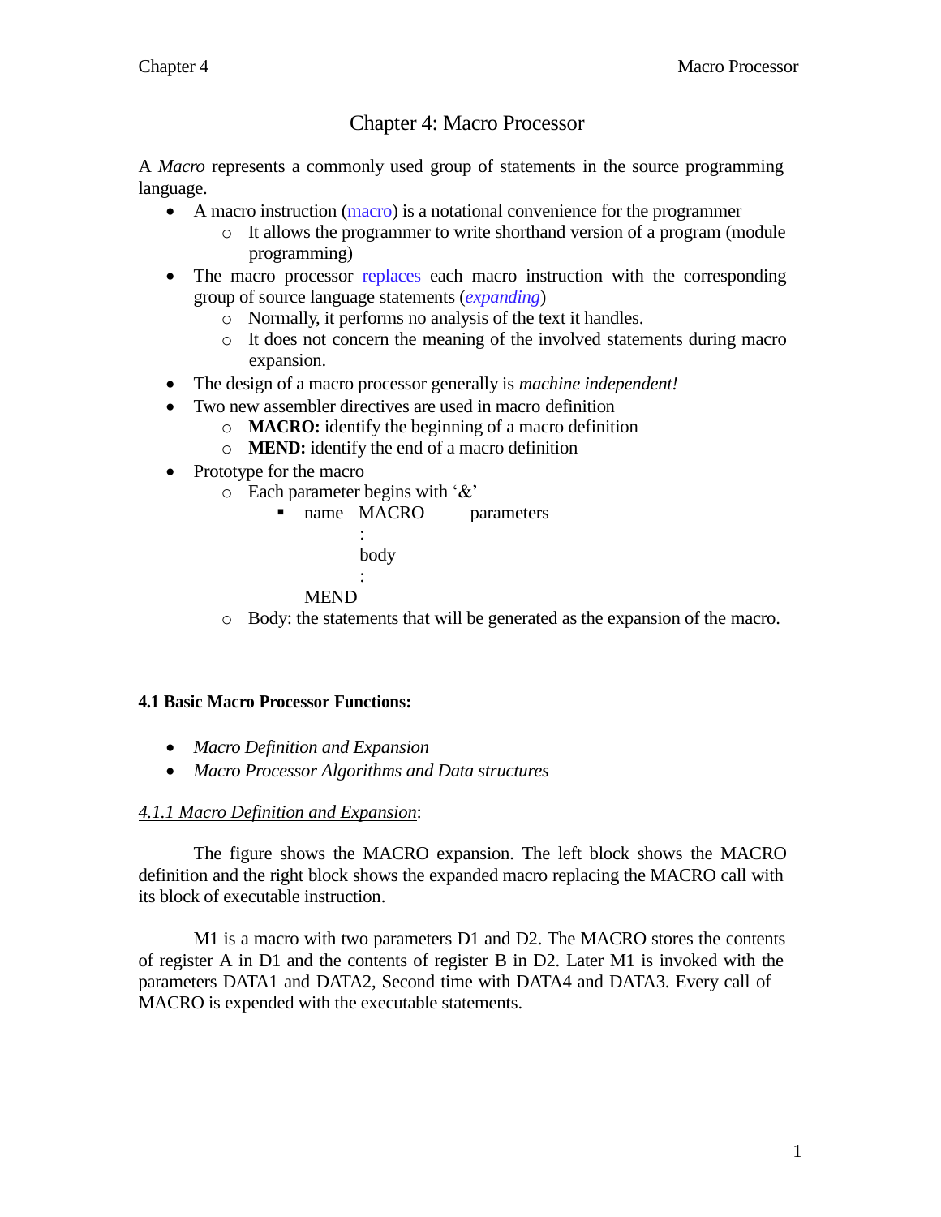# Chapter 4: Macro Processor

A *Macro* represents a commonly used group of statements in the source programming language.

- A macro instruction (macro) is a notational convenience for the programmer
  - It allows the programmer to write shorthand version of a program (module programming)
- The macro processor replaces each macro instruction with the corresponding group of source language statements (*expanding*)
  - Normally, it performs no analysis of the text it handles.
  - It does not concern the meaning of the involved statements during macro expansion.
- The design of a macro processor generally is *machine independent!*
- Two new assembler directives are used in macro definition
  - **MACRO:** identify the beginning of a macro definition
  - **MEND:** identify the end of a macro definition
- Prototype for the macro
  - Each parameter begins with '&'
    - ```
      name   MACRO      parameters
             :
             body
             :
      MEND
      ```
  - Body: the statements that will be generated as the expansion of the macro.

### 4.1 Basic Macro Processor Functions:

- *Macro Definition and Expansion*
- *Macro Processor Algorithms and Data structures*

#### *4.1.1 Macro Definition and Expansion*:

The figure shows the MACRO expansion. The left block shows the MACRO definition and the right block shows the expanded macro replacing the MACRO call with its block of executable instruction.

M1 is a macro with two parameters D1 and D2. The MACRO stores the contents of register A in D1 and the contents of register B in D2. Later M1 is invoked with the parameters DATA1 and DATA2, Second time with DATA4 and DATA3. Every call of MACRO is expended with the executable statements.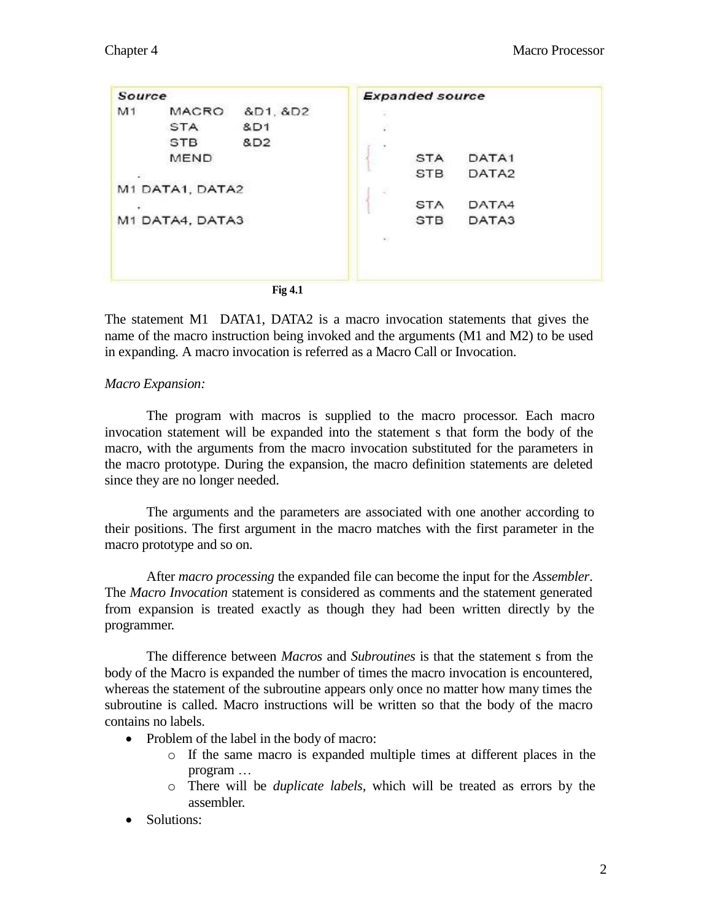| Source | Expanded source |
|---|---|
| M1 MACRO &D1, &D2<br>STA &D1<br>STB &D2<br>MEND<br>.<br>M1 DATA1, DATA2<br>.<br>M1 DATA4, DATA3 | .<br>.<br>.<br>STA DATA1<br>STB DATA2<br>.<br>STA DATA4<br>STB DATA3<br>. |

**Fig 4.1**

The statement M1 DATA1, DATA2 is a macro invocation statements that gives the name of the macro instruction being invoked and the arguments (M1 and M2) to be used in expanding. A macro invocation is referred as a Macro Call or Invocation.

*Macro Expansion:*

The program with macros is supplied to the macro processor. Each macro invocation statement will be expanded into the statement s that form the body of the macro, with the arguments from the macro invocation substituted for the parameters in the macro prototype. During the expansion, the macro definition statements are deleted since they are no longer needed.

The arguments and the parameters are associated with one another according to their positions. The first argument in the macro matches with the first parameter in the macro prototype and so on.

After *macro processing* the expanded file can become the input for the *Assembler*. The *Macro Invocation* statement is considered as comments and the statement generated from expansion is treated exactly as though they had been written directly by the programmer.

The difference between *Macros* and *Subroutines* is that the statement s from the body of the Macro is expanded the number of times the macro invocation is encountered, whereas the statement of the subroutine appears only once no matter how many times the subroutine is called. Macro instructions will be written so that the body of the macro contains no labels.

- Problem of the label in the body of macro:
  - If the same macro is expanded multiple times at different places in the program …
  - There will be *duplicate labels*, which will be treated as errors by the assembler.
- Solutions: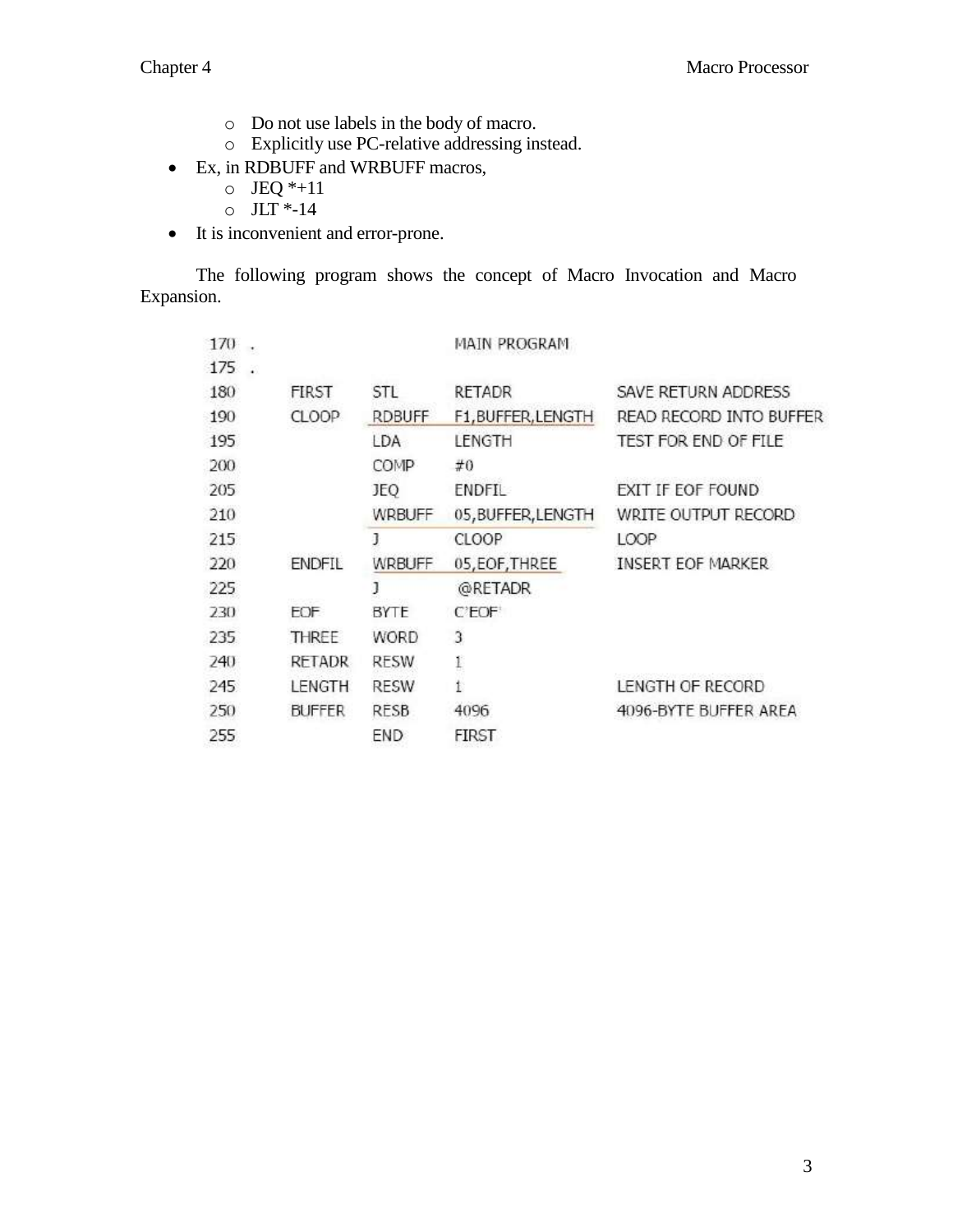- Do not use labels in the body of macro.
- Explicitly use PC-relative addressing instead.

- Ex, in RDBUFF and WRBUFF macros,
  - JEQ *+11
  - JLT *-14
- It is inconvenient and error-prone.

The following program shows the concept of Macro Invocation and Macro Expansion.

```
170  .                  MAIN PROGRAM
175  .
180       FIRST    STL     RETADR               SAVE RETURN ADDRESS
190       CLOOP    RDBUFF  F1,BUFFER,LENGTH     READ RECORD INTO BUFFER
195                LDA     LENGTH               TEST FOR END OF FILE
200                COMP    #0
205                JEQ     ENDFIL               EXIT IF EOF FOUND
210                WRBUFF  05,BUFFER,LENGTH     WRITE OUTPUT RECORD
215                J       CLOOP                LOOP
220       ENDFIL   WRBUFF  05,EOF,THREE         INSERT EOF MARKER
225                J       @RETADR
230       EOF      BYTE    C'EOF'
235       THREE    WORD    3
240       RETADR   RESW    1
245       LENGTH   RESW    1                    LENGTH OF RECORD
250       BUFFER   RESB    4096                 4096-BYTE BUFFER AREA
255                END     FIRST
```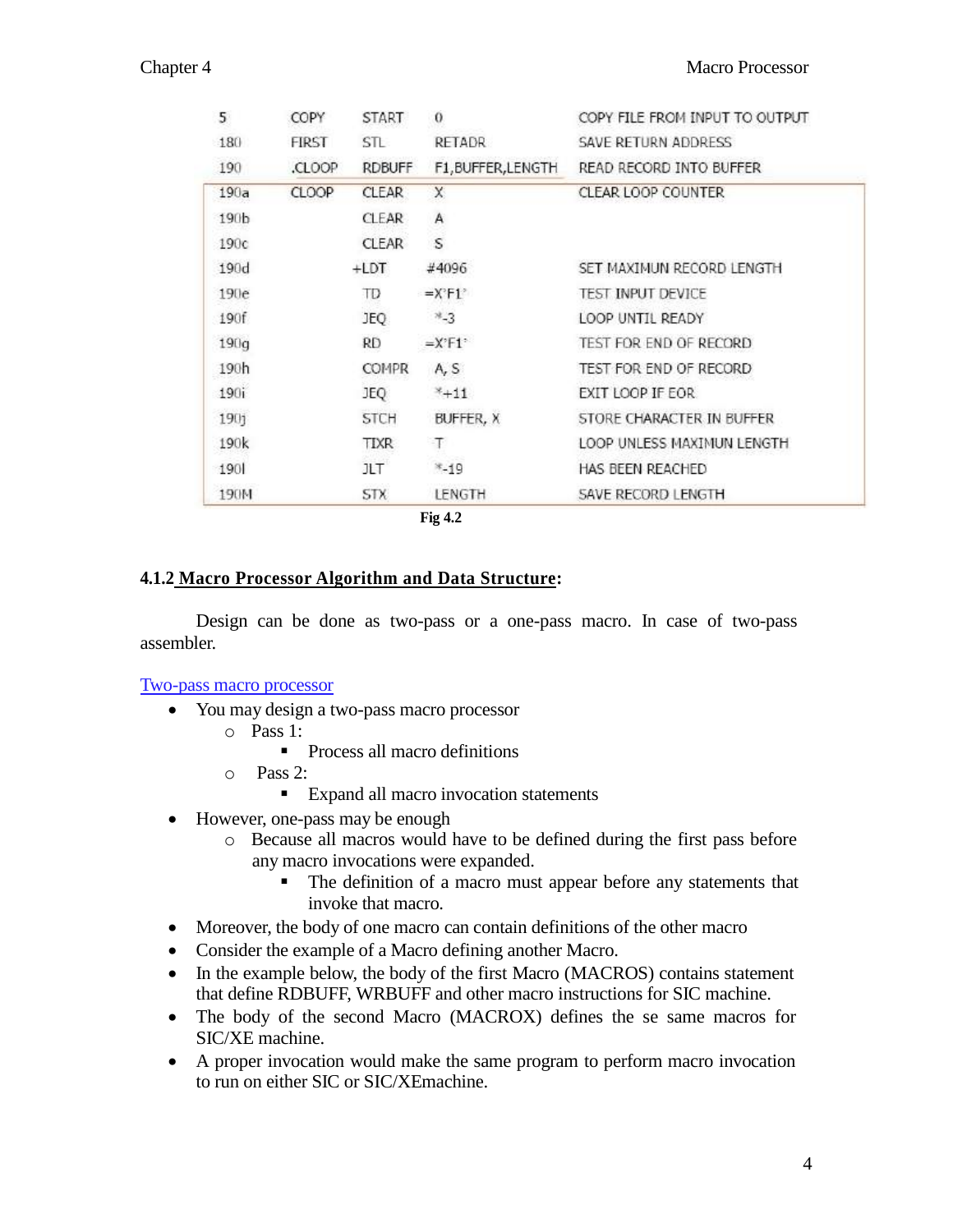| | | | | |
|---|---|---|---|---|
| 5 | COPY | START | 0 | COPY FILE FROM INPUT TO OUTPUT |
| 180 | FIRST | STL | RETADR | SAVE RETURN ADDRESS |
| 190 | .CLOOP | RDBUFF | F1,BUFFER,LENGTH | READ RECORD INTO BUFFER |
| 190a | CLOOP | CLEAR | X | CLEAR LOOP COUNTER |
| 190b | | CLEAR | A | |
| 190c | | CLEAR | S | |
| 190d | | +LDT | #4096 | SET MAXIMUN RECORD LENGTH |
| 190e | | TD | =X'F1' | TEST INPUT DEVICE |
| 190f | | JEQ | *-3 | LOOP UNTIL READY |
| 190g | | RD | =X'F1' | TEST FOR END OF RECORD |
| 190h | | COMPR | A, S | TEST FOR END OF RECORD |
| 190i | | JEQ | *+11 | EXIT LOOP IF EOR |
| 190j | | STCH | BUFFER, X | STORE CHARACTER IN BUFFER |
| 190k | | TIXR | T | LOOP UNLESS MAXIMUN LENGTH |
| 190l | | JLT | *-19 | HAS BEEN REACHED |
| 190M | | STX | LENGTH | SAVE RECORD LENGTH |

**Fig 4.2**

### 4.1.2 Macro Processor Algorithm and Data Structure:

Design can be done as two-pass or a one-pass macro. In case of two-pass assembler.

Two-pass macro processor

- You may design a two-pass macro processor
  - Pass 1:
    - Process all macro definitions
  - Pass 2:
    - Expand all macro invocation statements
- However, one-pass may be enough
  - Because all macros would have to be defined during the first pass before any macro invocations were expanded.
    - The definition of a macro must appear before any statements that invoke that macro.
- Moreover, the body of one macro can contain definitions of the other macro
- Consider the example of a Macro defining another Macro.
- In the example below, the body of the first Macro (MACROS) contains statement that define RDBUFF, WRBUFF and other macro instructions for SIC machine.
- The body of the second Macro (MACROX) defines the se same macros for SIC/XE machine.
- A proper invocation would make the same program to perform macro invocation to run on either SIC or SIC/XEmachine.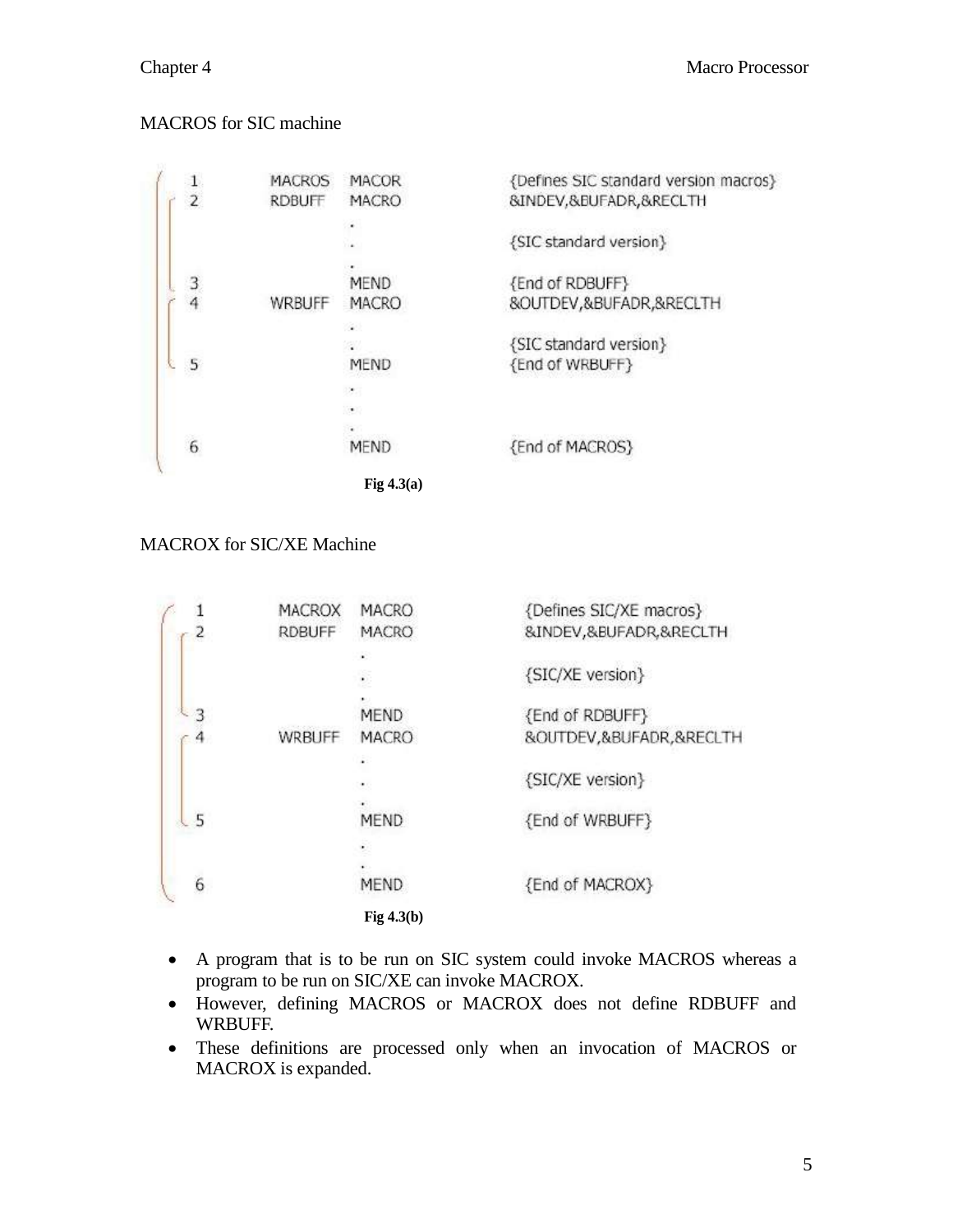MACROS for SIC machine

```
1    MACROS   MACOR      {Defines SIC standard version macros}
2    RDBUFF   MACRO      &INDEV,&BUFADR,&RECLTH
              .
              .          {SIC standard version}
              .
3             MEND       {End of RDBUFF}
4    WRBUFF   MACRO      &OUTDEV,&BUFADR,&RECLTH
              .
              .          {SIC standard version}
5             MEND       {End of WRBUFF}
              .
              .
              .
6             MEND       {End of MACROS}
```

**Fig 4.3(a)**

MACROX for SIC/XE Machine

```
1    MACROX   MACRO      {Defines SIC/XE macros}
2    RDBUFF   MACRO      &INDEV,&BUFADR,&RECLTH
              .
              .          {SIC/XE version}
              .
3             MEND       {End of RDBUFF}
4    WRBUFF   MACRO      &OUTDEV,&BUFADR,&RECLTH
              .
              .          {SIC/XE version}
              .
5             MEND       {End of WRBUFF}
              .
              .
6             MEND       {End of MACROX}
```

**Fig 4.3(b)**

- A program that is to be run on SIC system could invoke MACROS whereas a program to be run on SIC/XE can invoke MACROX.
- However, defining MACROS or MACROX does not define RDBUFF and WRBUFF.
- These definitions are processed only when an invocation of MACROS or MACROX is expanded.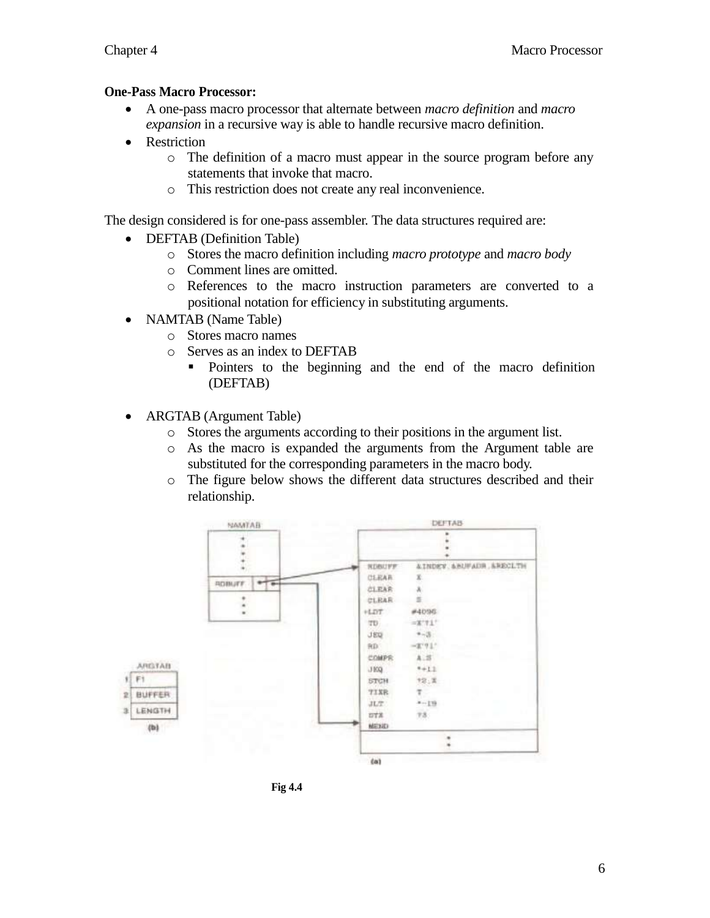**One-Pass Macro Processor:**

- A one-pass macro processor that alternate between *macro definition* and *macro expansion* in a recursive way is able to handle recursive macro definition.
- Restriction
  - The definition of a macro must appear in the source program before any statements that invoke that macro.
  - This restriction does not create any real inconvenience.

The design considered is for one-pass assembler. The data structures required are:

- DEFTAB (Definition Table)
  - Stores the macro definition including *macro prototype* and *macro body*
  - Comment lines are omitted.
  - References to the macro instruction parameters are converted to a positional notation for efficiency in substituting arguments.
- NAMTAB (Name Table)
  - Stores macro names
  - Serves as an index to DEFTAB
    - Pointers to the beginning and the end of the macro definition (DEFTAB)
- ARGTAB (Argument Table)
  - Stores the arguments according to their positions in the argument list.
  - As the macro is expanded the arguments from the Argument table are substituted for the corresponding parameters in the macro body.
  - The figure below shows the different data structures described and their relationship.

NAMTAB

RDBUFF

DEFTAB

RDBUFF &INDEV,&BUFADR,&RECLTH
CLEAR X
CLEAR A
CLEAR S
+LDT #4096
TD =X'?1'
JEQ *-3
RD =X'?1'
COMPR A,S
JEQ *+11
STCH ?2,X
TIXR T
JLT *-19
STX ?3
MEND

(a)

ARGTAB

1 F1
2 BUFFER
3 LENGTH

(b)

**Fig 4.4**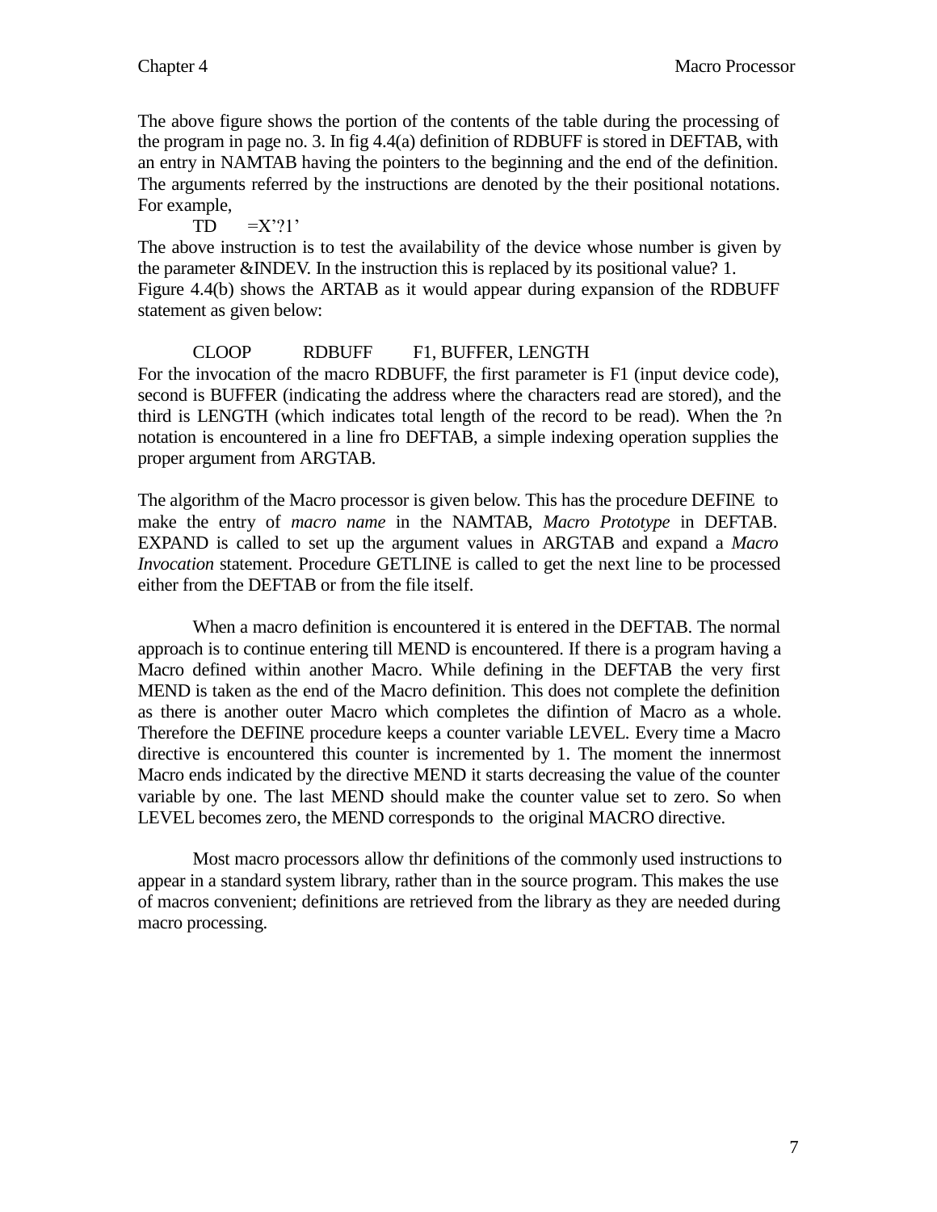The above figure shows the portion of the contents of the table during the processing of the program in page no. 3. In fig 4.4(a) definition of RDBUFF is stored in DEFTAB, with an entry in NAMTAB having the pointers to the beginning and the end of the definition. The arguments referred by the instructions are denoted by the their positional notations. For example,

```
TD      =X'?1'
```

The above instruction is to test the availability of the device whose number is given by the parameter &INDEV. In the instruction this is replaced by its positional value? 1.
Figure 4.4(b) shows the ARTAB as it would appear during expansion of the RDBUFF statement as given below:

```
CLOOP       RDBUFF      F1, BUFFER, LENGTH
```

For the invocation of the macro RDBUFF, the first parameter is F1 (input device code), second is BUFFER (indicating the address where the characters read are stored), and the third is LENGTH (which indicates total length of the record to be read). When the ?n notation is encountered in a line fro DEFTAB, a simple indexing operation supplies the proper argument from ARGTAB.

The algorithm of the Macro processor is given below. This has the procedure DEFINE to make the entry of *macro name* in the NAMTAB, *Macro Prototype* in DEFTAB. EXPAND is called to set up the argument values in ARGTAB and expand a *Macro Invocation* statement. Procedure GETLINE is called to get the next line to be processed either from the DEFTAB or from the file itself.

When a macro definition is encountered it is entered in the DEFTAB. The normal approach is to continue entering till MEND is encountered. If there is a program having a Macro defined within another Macro. While defining in the DEFTAB the very first MEND is taken as the end of the Macro definition. This does not complete the definition as there is another outer Macro which completes the difintion of Macro as a whole. Therefore the DEFINE procedure keeps a counter variable LEVEL. Every time a Macro directive is encountered this counter is incremented by 1. The moment the innermost Macro ends indicated by the directive MEND it starts decreasing the value of the counter variable by one. The last MEND should make the counter value set to zero. So when LEVEL becomes zero, the MEND corresponds to the original MACRO directive.

Most macro processors allow thr definitions of the commonly used instructions to appear in a standard system library, rather than in the source program. This makes the use of macros convenient; definitions are retrieved from the library as they are needed during macro processing.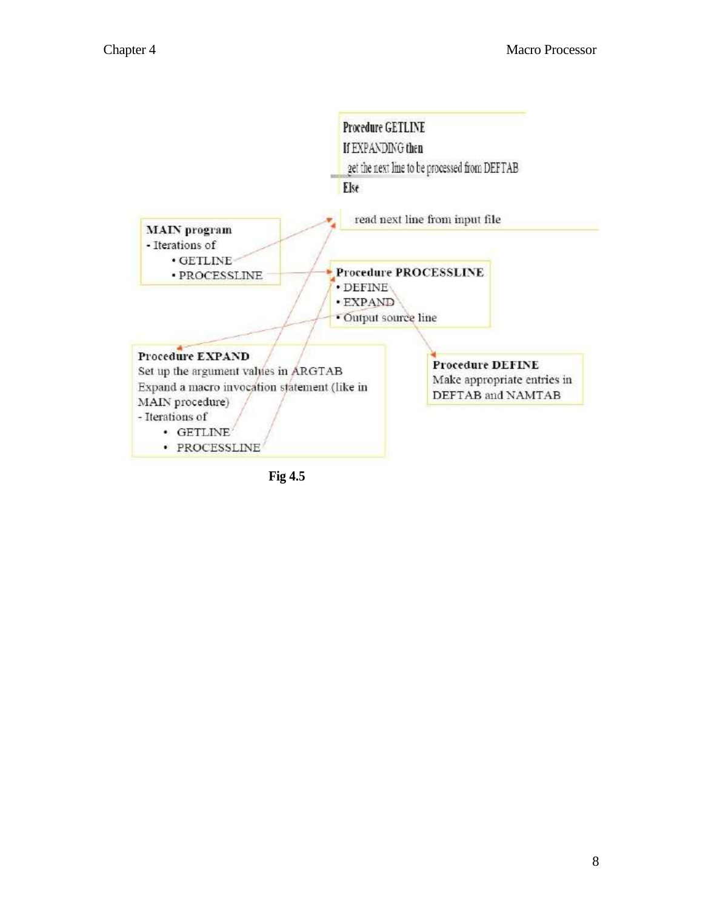Procedure GETLINE
If EXPANDING then
get the next line to be processed from DEFTAB
Else
read next line from input file

MAIN program
- Iterations of
• GETLINE
• PROCESSLINE

Procedure PROCESSLINE
• DEFINE
• EXPAND
• Output source line

Procedure EXPAND
Set up the argument values in ARGTAB
Expand a macro invocation statement (like in MAIN procedure)
- Iterations of
• GETLINE
• PROCESSLINE

Procedure DEFINE
Make appropriate entries in DEFTAB and NAMTAB

**Fig 4.5**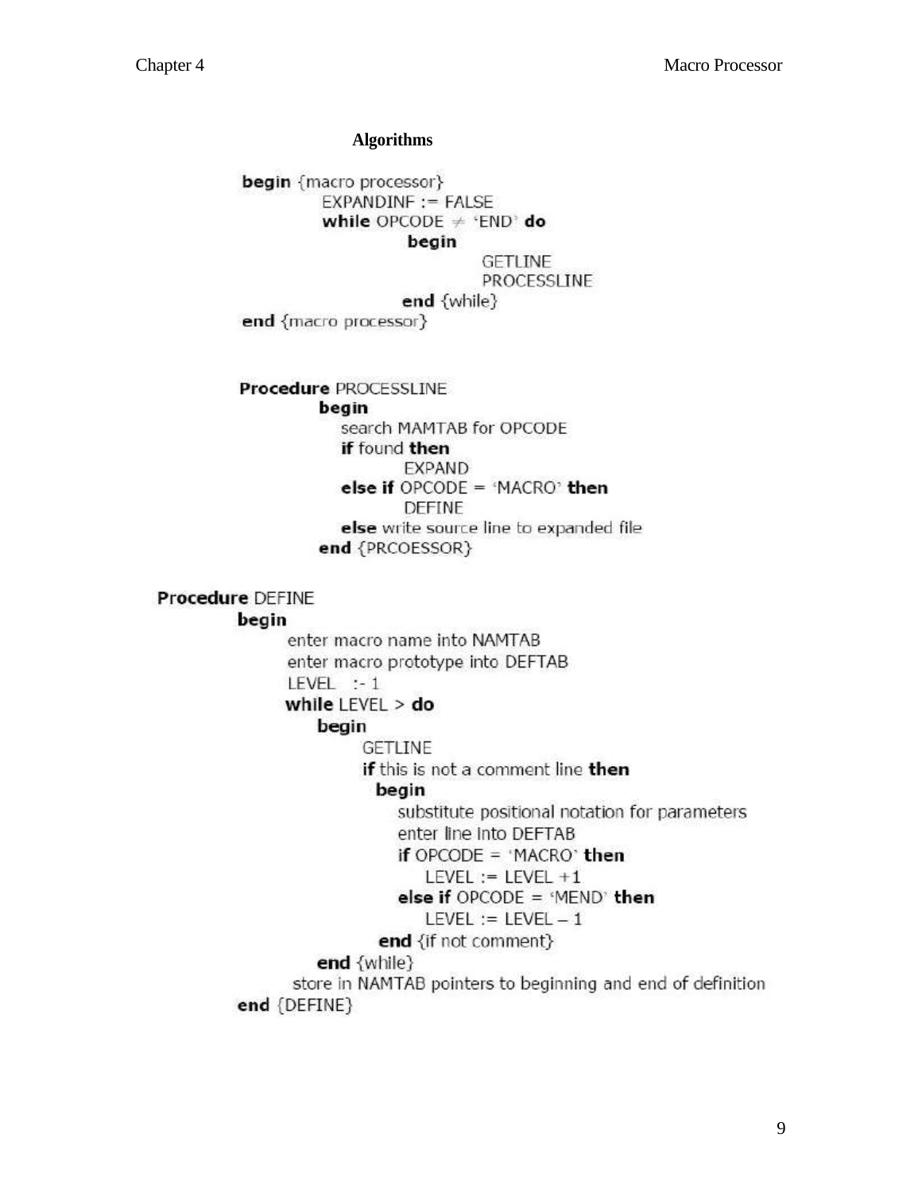## Algorithms

```
begin {macro processor}
        EXPANDINF := FALSE
        while OPCODE ≠ 'END' do
                begin
                        GETLINE
                        PROCESSLINE
                end {while}
end {macro processor}


Procedure PROCESSLINE
        begin
           search MAMTAB for OPCODE
           if found then
                 EXPAND
           else if OPCODE = 'MACRO' then
                 DEFINE
           else write source line to expanded file
        end {PRCOESSOR}

Procedure DEFINE
        begin
            enter macro name into NAMTAB
            enter macro prototype into DEFTAB
            LEVEL   :- 1
            while LEVEL > do
                begin
                    GETLINE
                    if this is not a comment line then
                      begin
                        substitute positional notation for parameters
                        enter line into DEFTAB
                        if OPCODE = 'MACRO' then
                            LEVEL := LEVEL +1
                        else if OPCODE = 'MEND' then
                            LEVEL := LEVEL – 1
                      end {if not comment}
                end {while}
             store in NAMTAB pointers to beginning and end of definition
        end {DEFINE}
```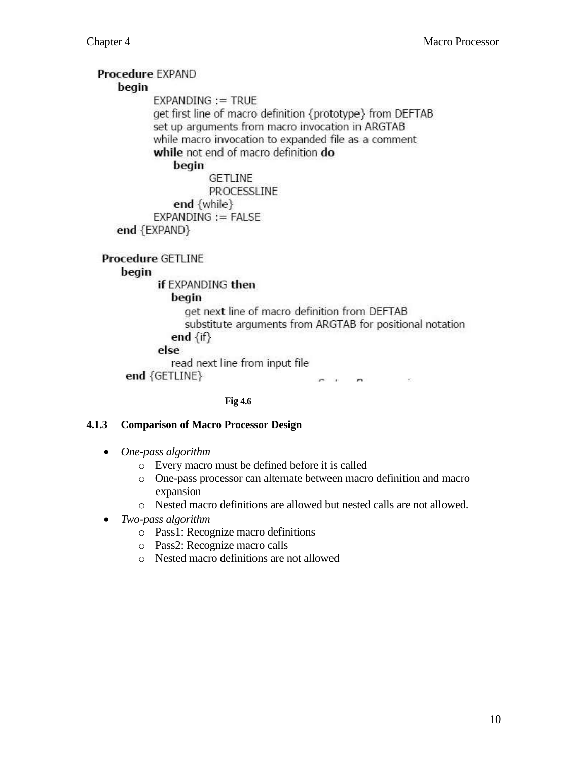```
Procedure EXPAND
    begin
        EXPANDING := TRUE
        get first line of macro definition {prototype} from DEFTAB
        set up arguments from macro invocation in ARGTAB
        while macro invocation to expanded file as a comment
        while not end of macro definition do
            begin
                GETLINE
                PROCESSLINE
            end {while}
        EXPANDING := FALSE
    end {EXPAND}

Procedure GETLINE
    begin
        if EXPANDING then
            begin
                get next line of macro definition from DEFTAB
                substitute arguments from ARGTAB for positional notation
            end {if}
        else
            read next line from input file
    end {GETLINE}
```

Fig 4.6

### 4.1.3 Comparison of Macro Processor Design

- *One-pass algorithm*
  - Every macro must be defined before it is called
  - One-pass processor can alternate between macro definition and macro expansion
  - Nested macro definitions are allowed but nested calls are not allowed.
- *Two-pass algorithm*
  - Pass1: Recognize macro definitions
  - Pass2: Recognize macro calls
  - Nested macro definitions are not allowed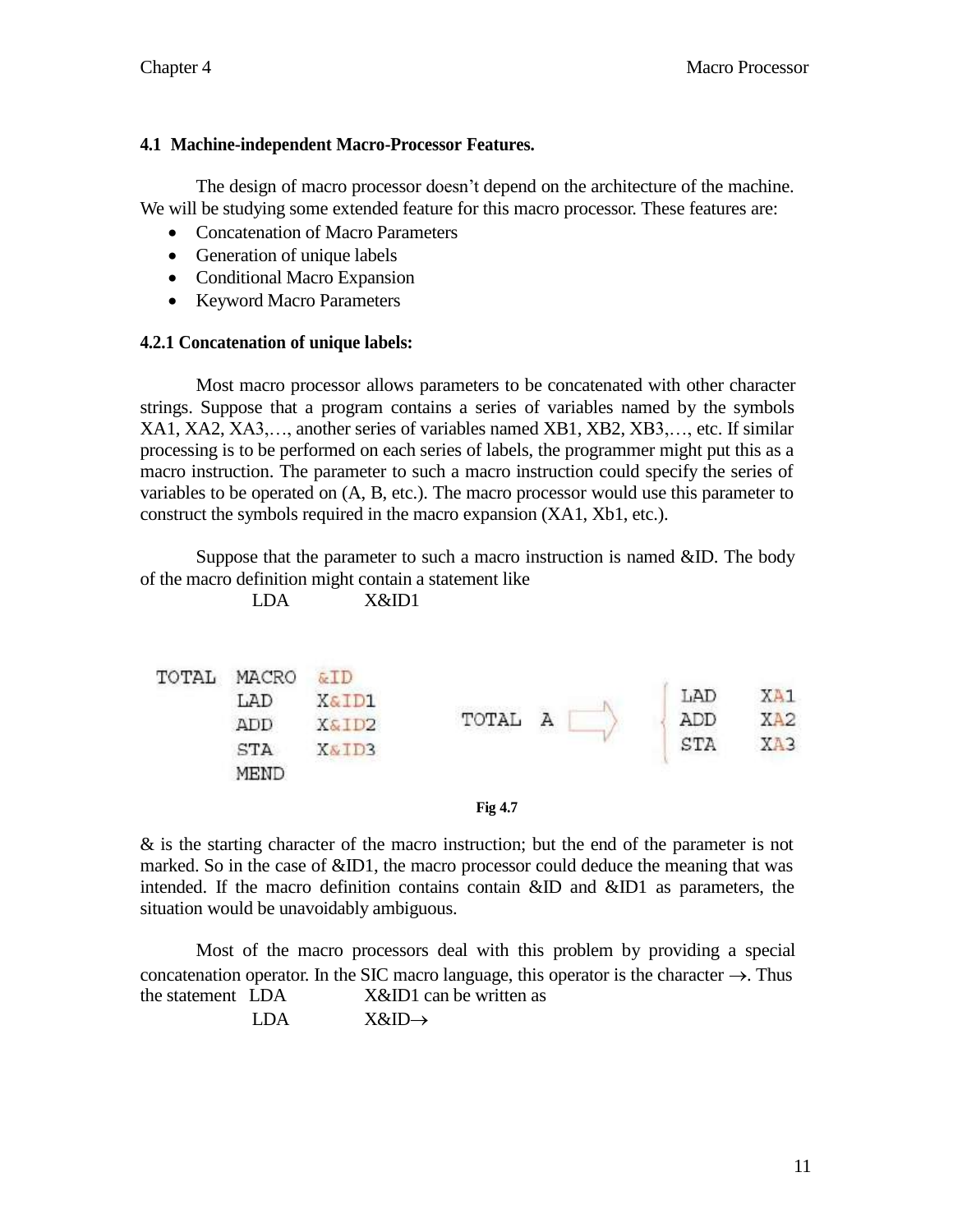### 4.1 Machine-independent Macro-Processor Features.

The design of macro processor doesn't depend on the architecture of the machine. We will be studying some extended feature for this macro processor. These features are:

- Concatenation of Macro Parameters
- Generation of unique labels
- Conditional Macro Expansion
- Keyword Macro Parameters

### 4.2.1 Concatenation of unique labels:

Most macro processor allows parameters to be concatenated with other character strings. Suppose that a program contains a series of variables named by the symbols XA1, XA2, XA3,…, another series of variables named XB1, XB2, XB3,…, etc. If similar processing is to be performed on each series of labels, the programmer might put this as a macro instruction. The parameter to such a macro instruction could specify the series of variables to be operated on (A, B, etc.). The macro processor would use this parameter to construct the symbols required in the macro expansion (XA1, Xb1, etc.).

Suppose that the parameter to such a macro instruction is named &ID. The body of the macro definition might contain a statement like

```
LDA      X&ID1
```

```
TOTAL  MACRO  &ID
       LAD    X&ID1                       LAD   XA1
       ADD    X&ID2      TOTAL  A  ==>    ADD   XA2
       STA    X&ID3                       STA   XA3
       MEND
```

**Fig 4.7**

& is the starting character of the macro instruction; but the end of the parameter is not marked. So in the case of &ID1, the macro processor could deduce the meaning that was intended. If the macro definition contains contain &ID and &ID1 as parameters, the situation would be unavoidably ambiguous.

Most of the macro processors deal with this problem by providing a special concatenation operator. In the SIC macro language, this operator is the character →. Thus the statement LDA X&ID1 can be written as

```
LDA      X&ID→
```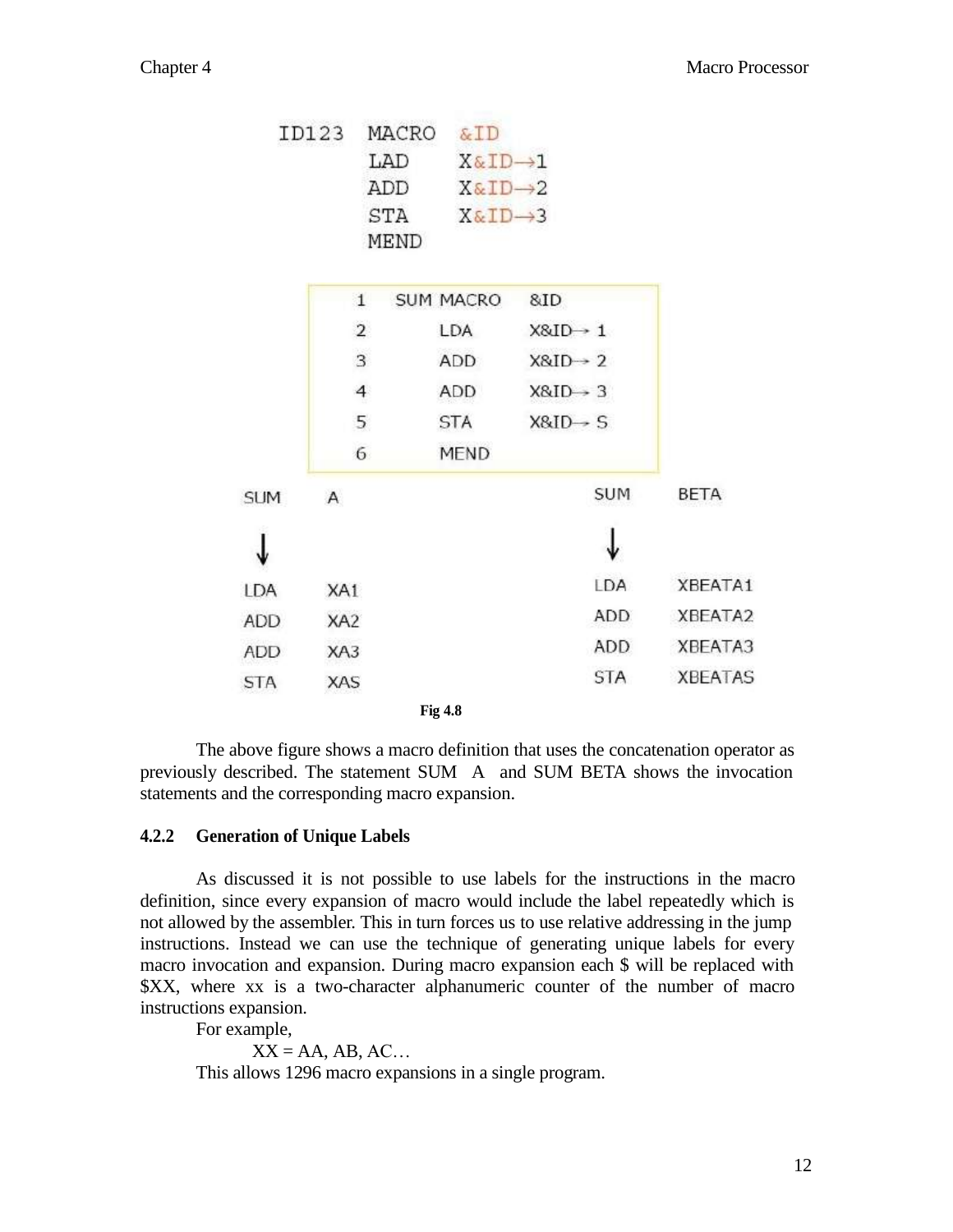```
ID123   MACRO   &ID
        LAD     X&ID→1
        ADD     X&ID→2
        STA     X&ID→3
        MEND
```

```
1   SUM MACRO   &ID
2       LDA     X&ID→ 1
3       ADD     X&ID→ 2
4       ADD     X&ID→ 3
5       STA     X&ID→ S
6       MEND
```

```
SUM     A                       SUM     BETA
 ↓                               ↓
LDA     XA1                     LDA     XBEATA1
ADD     XA2                     ADD     XBEATA2
ADD     XA3                     ADD     XBEATA3
STA     XAS                     STA     XBEATAS
```

**Fig 4.8**

The above figure shows a macro definition that uses the concatenation operator as previously described. The statement SUM A and SUM BETA shows the invocation statements and the corresponding macro expansion.

### 4.2.2 Generation of Unique Labels

As discussed it is not possible to use labels for the instructions in the macro definition, since every expansion of macro would include the label repeatedly which is not allowed by the assembler. This in turn forces us to use relative addressing in the jump instructions. Instead we can use the technique of generating unique labels for every macro invocation and expansion. During macro expansion each $ will be replaced with $XX, where xx is a two-character alphanumeric counter of the number of macro instructions expansion.

For example,

XX = AA, AB, AC…

This allows 1296 macro expansions in a single program.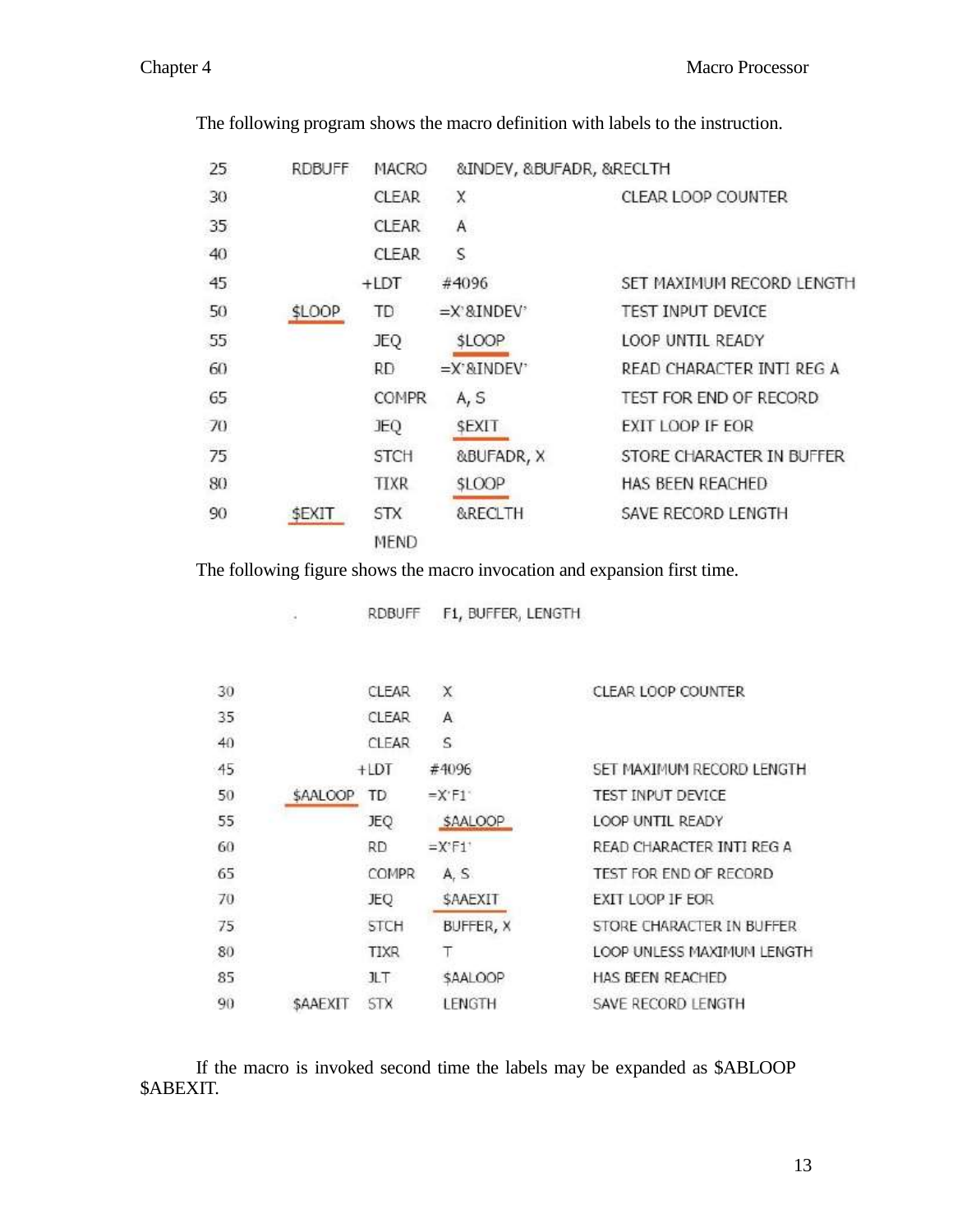The following program shows the macro definition with labels to the instruction.

```
25   RDBUFF   MACRO   &INDEV, &BUFADR, &RECLTH
30            CLEAR   X              CLEAR LOOP COUNTER
35            CLEAR   A
40            CLEAR   S
45            +LDT    #4096          SET MAXIMUM RECORD LENGTH
50   $LOOP    TD      =X'&INDEV'     TEST INPUT DEVICE
55            JEQ     $LOOP          LOOP UNTIL READY
60            RD      =X'&INDEV'     READ CHARACTER INTI REG A
65            COMPR   A, S           TEST FOR END OF RECORD
70            JEQ     $EXIT          EXIT LOOP IF EOR
75            STCH    &BUFADR, X     STORE CHARACTER IN BUFFER
80            TIXR    $LOOP          HAS BEEN REACHED
90   $EXIT    STX     &RECLTH        SAVE RECORD LENGTH
              MEND
```

The following figure shows the macro invocation and expansion first time.

```
     .        RDBUFF  F1, BUFFER, LENGTH

30            CLEAR   X              CLEAR LOOP COUNTER
35            CLEAR   A
40            CLEAR   S
45            +LDT    #4096          SET MAXIMUM RECORD LENGTH
50   $AALOOP  TD      =X'F1'         TEST INPUT DEVICE
55            JEQ     $AALOOP        LOOP UNTIL READY
60            RD      =X'F1'         READ CHARACTER INTI REG A
65            COMPR   A, S           TEST FOR END OF RECORD
70            JEQ     $AAEXIT        EXIT LOOP IF EOR
75            STCH    BUFFER, X      STORE CHARACTER IN BUFFER
80            TIXR    T              LOOP UNLESS MAXIMUM LENGTH
85            JLT     $AALOOP        HAS BEEN REACHED
90   $AAEXIT  STX     LENGTH         SAVE RECORD LENGTH
```

If the macro is invoked second time the labels may be expanded as $ABLOOP $ABEXIT.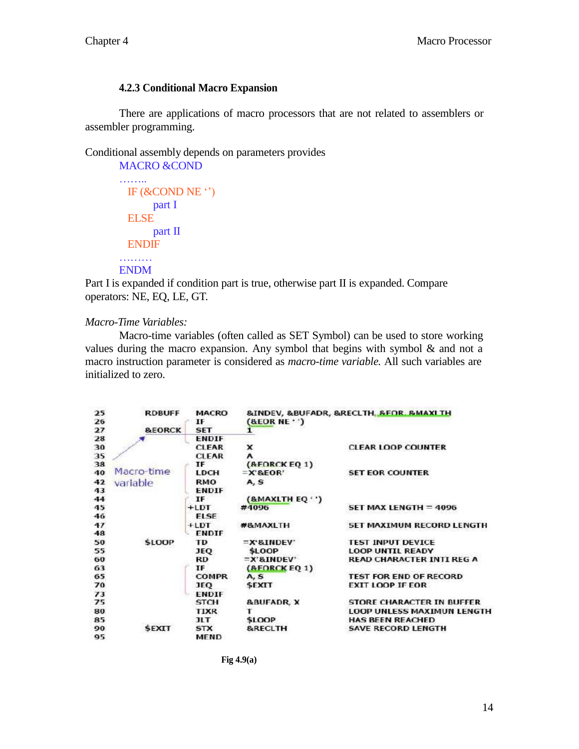### 4.2.3 Conditional Macro Expansion

There are applications of macro processors that are not related to assemblers or assembler programming.

Conditional assembly depends on parameters provides

```
MACRO &COND
……..
  IF (&COND NE '')
        part I
  ELSE
        part II
  ENDIF
………
ENDM
```

Part I is expanded if condition part is true, otherwise part II is expanded. Compare operators: NE, EQ, LE, GT.

*Macro-Time Variables:*

Macro-time variables (often called as SET Symbol) can be used to store working values during the macro expansion. Any symbol that begins with symbol & and not a macro instruction parameter is considered as *macro-time variable.* All such variables are initialized to zero.

```
25   RDBUFF   MACRO   &INDEV, &BUFADR, &RECLTH, &EOR, &MAXLTH
26            IF      (&EOR NE ' ')
27   &EORCK   SET     1
28            ENDIF
30            CLEAR   X              CLEAR LOOP COUNTER
35            CLEAR   A
38            IF      (&EORCK EQ 1)
40            LDCH    =X'&EOR'       SET EOR COUNTER
42            RMO     A, S
43            ENDIF
44            IF      (&MAXLTH EQ ' ')
45            +LDT    #4096          SET MAX LENGTH = 4096
46            ELSE
47            +LDT    #&MAXLTH       SET MAXIMUM RECORD LENGTH
48            ENDIF
50   $LOOP    TD      =X'&INDEV'     TEST INPUT DEVICE
55            JEQ     $LOOP          LOOP UNTIL READY
60            RD      =X'&INDEV'     READ CHARACTER INTI REG A
63            IF      (&EORCK EQ 1)
65            COMPR   A, S           TEST FOR END OF RECORD
70            JEQ     $EXIT          EXIT LOOP IF EOR
73            ENDIF
75            STCH    &BUFADR, X     STORE CHARACTER IN BUFFER
80            TIXR    T              LOOP UNLESS MAXIMUN LENGTH
85            JLT     $LOOP          HAS BEEN REACHED
90   $EXIT    STX     &RECLTH        SAVE RECORD LENGTH
95            MEND
```

Macro-time variable

Fig 4.9(a)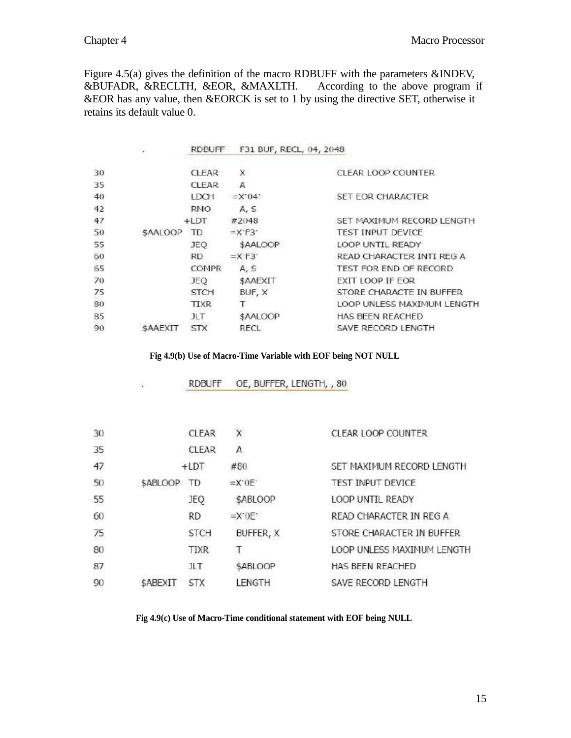Figure 4.5(a) gives the definition of the macro RDBUFF with the parameters &INDEV, &BUFADR, &RECLTH, &EOR, &MAXLTH. According to the above program if &EOR has any value, then &EORCK is set to 1 by using the directive SET, otherwise it retains its default value 0.

```
        .           RDBUFF   F31 BUF, RECL, 04, 2048

30                  CLEAR    X              CLEAR LOOP COUNTER
35                  CLEAR    A
40                  LDCH     =X'04'         SET EOR CHARACTER
42                  RMO      A, S
47                 +LDT      #2048          SET MAXIMUM RECORD LENGTH
50      $AALOOP     TD       =X'F3'         TEST INPUT DEVICE
55                  JEQ      $AALOOP        LOOP UNTIL READY
60                  RD       =X'F3'         READ CHARACTER INTI REG A
65                  COMPR    A, S           TEST FOR END OF RECORD
70                  JEQ      $AAEXIT        EXIT LOOP IF EOR
75                  STCH     BUF, X         STORE CHARACTE IN BUFFER
80                  TIXR     T              LOOP UNLESS MAXIMUM LENGTH
85                  JLT      $AALOOP        HAS BEEN REACHED
90      $AAEXIT     STX      RECL           SAVE RECORD LENGTH
```

**Fig 4.9(b) Use of Macro-Time Variable with EOF being NOT NULL**

```
        .           RDBUFF   OE, BUFFER, LENGTH, , 80

30                  CLEAR    X              CLEAR LOOP COUNTER
35                  CLEAR    A
47                 +LDT      #80            SET MAXIMUM RECORD LENGTH
50      $ABLOOP     TD       =X'0E'         TEST INPUT DEVICE
55                  JEQ      $ABLOOP        LOOP UNTIL READY
60                  RD       =X'0E'         READ CHARACTER IN REG A
75                  STCH     BUFFER, X      STORE CHARACTER IN BUFFER
80                  TIXR     T              LOOP UNLESS MAXIMUM LENGTH
87                  JLT      $ABLOOP        HAS BEEN REACHED
90      $ABEXIT     STX      LENGTH         SAVE RECORD LENGTH
```

**Fig 4.9(c) Use of Macro-Time conditional statement with EOF being NULL**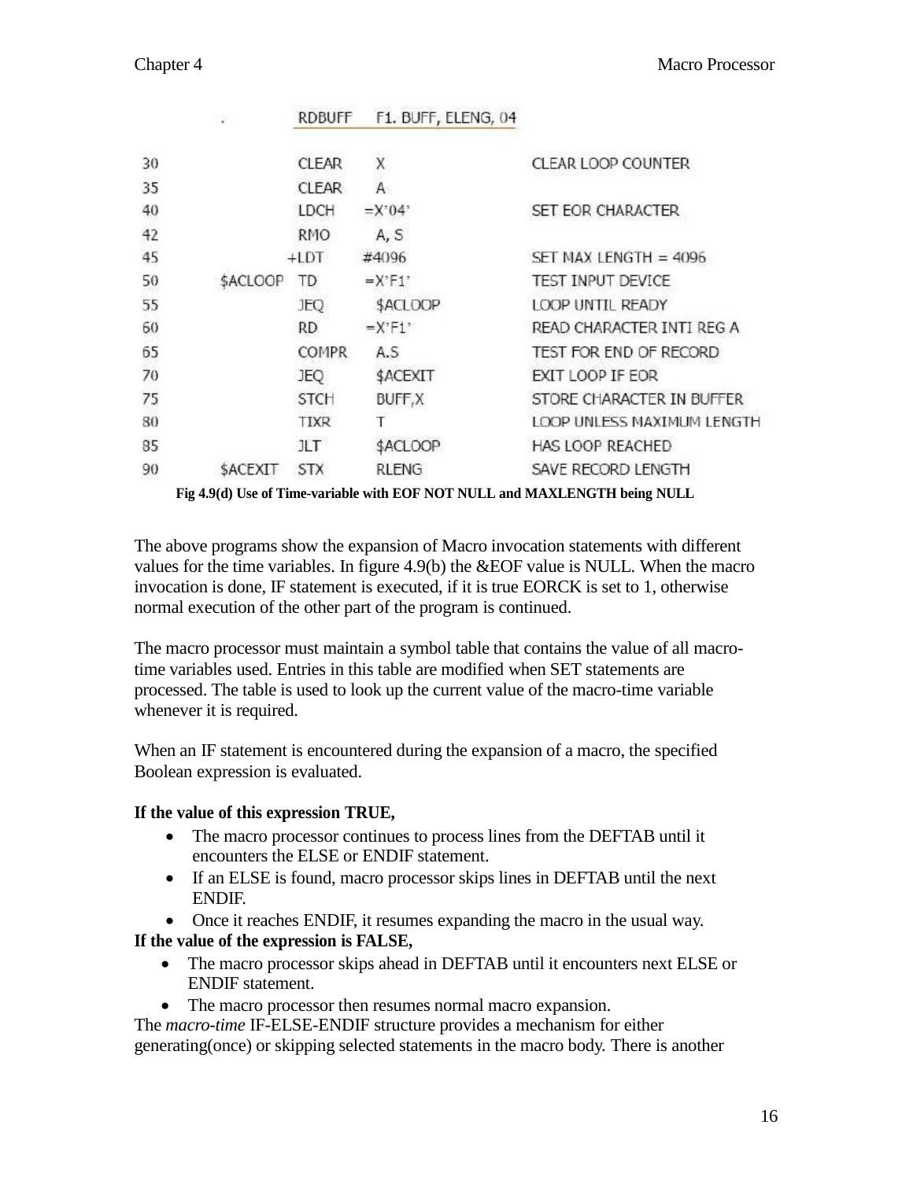```
.               RDBUFF   F1. BUFF, ELENG, 04

30              CLEAR    X            CLEAR LOOP COUNTER
35              CLEAR    A
40              LDCH     =X'04'       SET EOR CHARACTER
42              RMO      A, S
45             +LDT      #4096        SET MAX LENGTH = 4096
50   $ACLOOP    TD       =X'F1'       TEST INPUT DEVICE
55              JEQ      $ACLOOP      LOOP UNTIL READY
60              RD       =X'F1'       READ CHARACTER INTI REG A
65              COMPR    A.S          TEST FOR END OF RECORD
70              JEQ      $ACEXIT      EXIT LOOP IF EOR
75              STCH     BUFF,X       STORE CHARACTER IN BUFFER
80              TIXR     T            LOOP UNLESS MAXIMUM LENGTH
85              JLT      $ACLOOP      HAS LOOP REACHED
90   $ACEXIT    STX      RLENG        SAVE RECORD LENGTH
```

**Fig 4.9(d) Use of Time-variable with EOF NOT NULL and MAXLENGTH being NULL**

The above programs show the expansion of Macro invocation statements with different values for the time variables. In figure 4.9(b) the &EOF value is NULL. When the macro invocation is done, IF statement is executed, if it is true EORCK is set to 1, otherwise normal execution of the other part of the program is continued.

The macro processor must maintain a symbol table that contains the value of all macro-time variables used. Entries in this table are modified when SET statements are processed. The table is used to look up the current value of the macro-time variable whenever it is required.

When an IF statement is encountered during the expansion of a macro, the specified Boolean expression is evaluated.

**If the value of this expression TRUE,**

- The macro processor continues to process lines from the DEFTAB until it encounters the ELSE or ENDIF statement.
- If an ELSE is found, macro processor skips lines in DEFTAB until the next ENDIF.
- Once it reaches ENDIF, it resumes expanding the macro in the usual way.

**If the value of the expression is FALSE,**

- The macro processor skips ahead in DEFTAB until it encounters next ELSE or ENDIF statement.
- The macro processor then resumes normal macro expansion.

The *macro-time* IF-ELSE-ENDIF structure provides a mechanism for either generating(once) or skipping selected statements in the macro body. There is another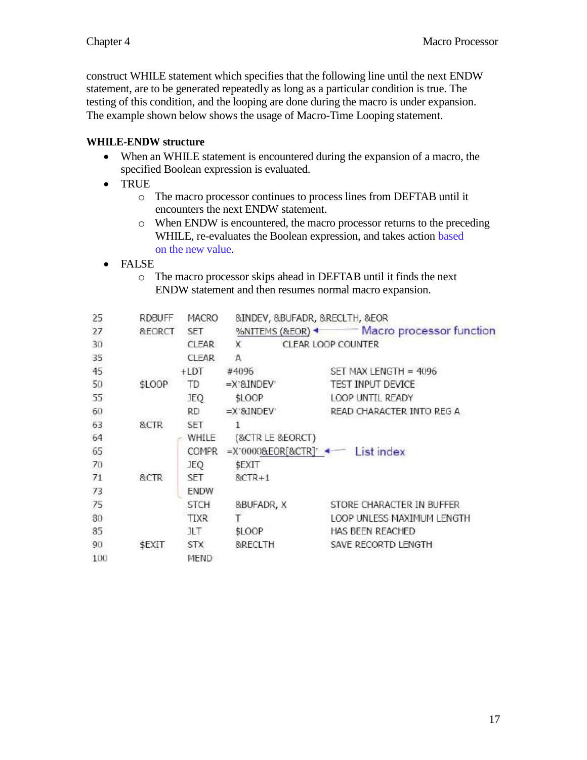construct WHILE statement which specifies that the following line until the next ENDW statement, are to be generated repeatedly as long as a particular condition is true. The testing of this condition, and the looping are done during the macro is under expansion. The example shown below shows the usage of Macro-Time Looping statement.

**WHILE-ENDW structure**

- When an WHILE statement is encountered during the expansion of a macro, the specified Boolean expression is evaluated.
- TRUE
  - The macro processor continues to process lines from DEFTAB until it encounters the next ENDW statement.
  - When ENDW is encountered, the macro processor returns to the preceding WHILE, re-evaluates the Boolean expression, and takes action based on the new value.
- FALSE
  - The macro processor skips ahead in DEFTAB until it finds the next ENDW statement and then resumes normal macro expansion.

```
25    RDBUFF   MACRO   &INDEV, &BUFADR, &RECLTH, &EOR
27    &EORCT   SET     %NITEMS (&EOR)  <---- Macro processor function
30             CLEAR   X          CLEAR LOOP COUNTER
35             CLEAR   A
45             +LDT    #4096              SET MAX LENGTH = 4096
50    $LOOP    TD      =X'&INDEV'         TEST INPUT DEVICE
55             JEQ     $LOOP              LOOP UNTIL READY
60             RD      =X'&INDEV'         READ CHARACTER INTO REG A
63    &CTR     SET     1
64             WHILE   (&CTR LE &EORCT)
65             COMPR   =X'0000&EOR[&CTR]'  <---- List index
70             JEQ     $EXIT
71    &CTR     SET     &CTR+1
73             ENDW
75             STCH    &BUFADR, X         STORE CHARACTER IN BUFFER
80             TIXR    T                  LOOP UNLESS MAXIMUM LENGTH
85             JLT     $LOOP              HAS BEEN REACHED
90    $EXIT    STX     &RECLTH            SAVE RECORTD LENGTH
100            MEND
```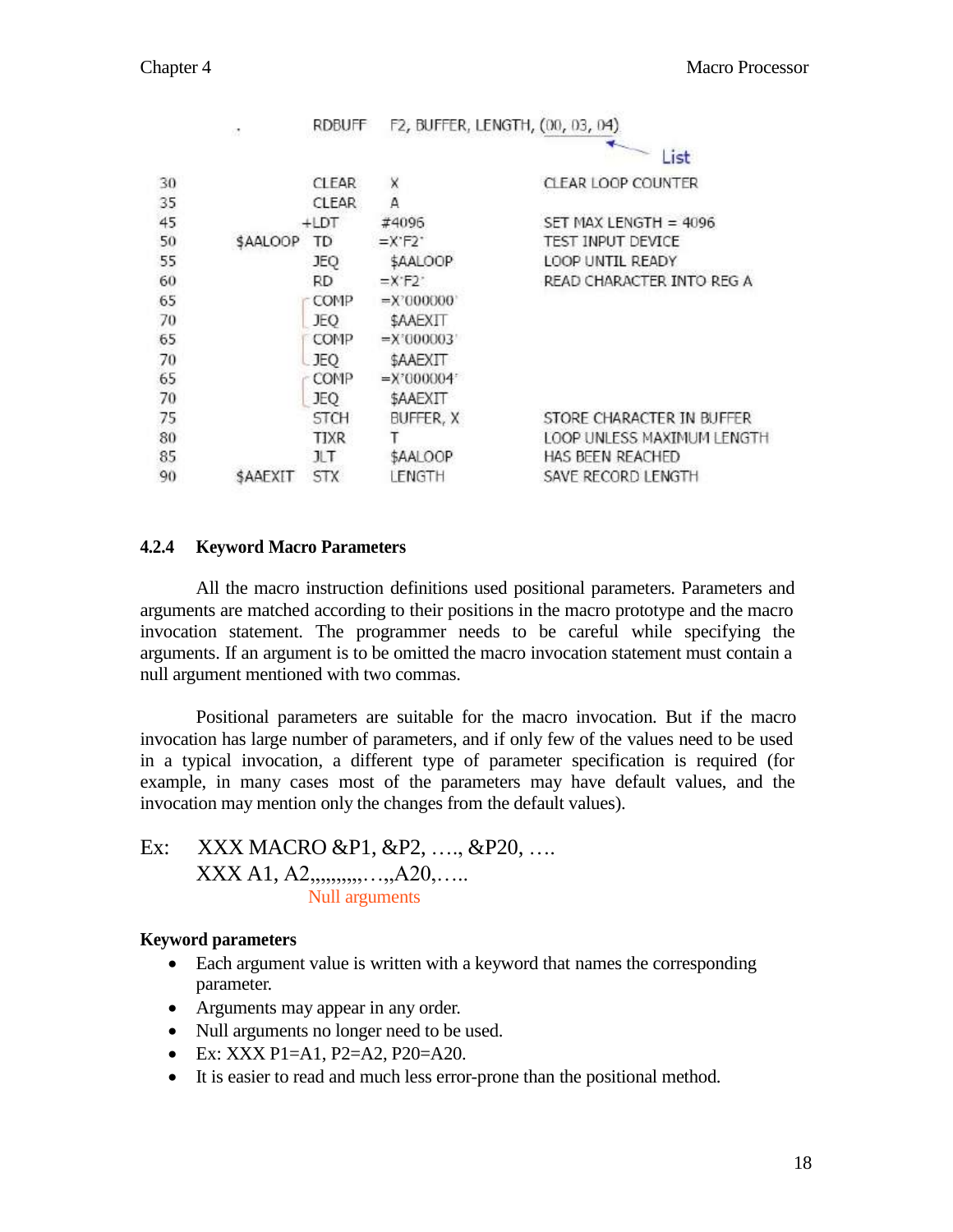```
        .        RDBUFF    F2, BUFFER, LENGTH, (00, 03, 04)
                                                 ← List
30               CLEAR     X                   CLEAR LOOP COUNTER
35               CLEAR     A
45              +LDT       #4096               SET MAX LENGTH = 4096
50      $AALOOP  TD        =X'F2'              TEST INPUT DEVICE
55               JEQ       $AALOOP             LOOP UNTIL READY
60               RD        =X'F2'              READ CHARACTER INTO REG A
65               COMP      =X'000000'
70               JEQ       $AAEXIT
65               COMP      =X'000003'
70               JEQ       $AAEXIT
65               COMP      =X'000004'
70               JEQ       $AAEXIT
75               STCH      BUFFER, X           STORE CHARACTER IN BUFFER
80               TIXR      T                   LOOP UNLESS MAXIMUM LENGTH
85               JLT       $AALOOP             HAS BEEN REACHED
90      $AAEXIT  STX       LENGTH              SAVE RECORD LENGTH
```

### 4.2.4 Keyword Macro Parameters

All the macro instruction definitions used positional parameters. Parameters and arguments are matched according to their positions in the macro prototype and the macro invocation statement. The programmer needs to be careful while specifying the arguments. If an argument is to be omitted the macro invocation statement must contain a null argument mentioned with two commas.

Positional parameters are suitable for the macro invocation. But if the macro invocation has large number of parameters, and if only few of the values need to be used in a typical invocation, a different type of parameter specification is required (for example, in many cases most of the parameters may have default values, and the invocation may mention only the changes from the default values).

Ex: XXX MACRO &P1, &P2, …., &P20, ….
XXX A1, A2,,,,,,,,,,…,,A20,…..
Null arguments

**Keyword parameters**

- Each argument value is written with a keyword that names the corresponding parameter.
- Arguments may appear in any order.
- Null arguments no longer need to be used.
- Ex: XXX P1=A1, P2=A2, P20=A20.
- It is easier to read and much less error-prone than the positional method.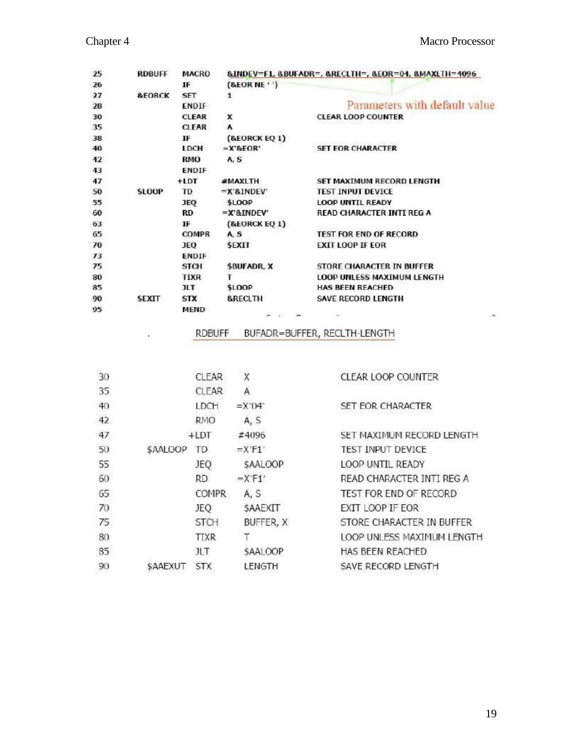```
25   RDBUFF   MACRO   &INDEV=F1, &BUFADR=, &RECLTH=, &EOR=04, &MAXLTH=4096
26            IF      (&EOR NE ' ')
27   &EORCK   SET     1
28            ENDIF
30            CLEAR   X                 CLEAR LOOP COUNTER
35            CLEAR   A
38            IF      (&EORCK EQ 1)
40            LDCH    =X'&EOR'          SET EOR CHARACTER
42            RMO     A, S
43            ENDIF
47            +LDT    #MAXLTH           SET MAXIMUM RECORD LENGTH
50   $LOOP    TD      =X'&INDEV'        TEST INPUT DEVICE
55            JEQ     $LOOP             LOOP UNTIL READY
60            RD      =X'&INDEV'        READ CHARACTER INTI REG A
63            IF      (&EORCK EQ 1)
65            COMPR   A, S              TEST FOR END OF RECORD
70            JEQ     $EXIT             EXIT LOOP IF EOR
73            ENDIF
75            STCH    $BUFADR, X        STORE CHARACTER IN BUFFER
80            TIXR    T                 LOOP UNLESS MAXIMUM LENGTH
85            JLT     $LOOP             HAS BEEN REACHED
90   $EXIT    STX     &RECLTH           SAVE RECORD LENGTH
95            MEND
```

Parameters with default value

```
RDBUFF   BUFADR=BUFFER, RECLTH-LENGTH
```

```
30             CLEAR   X            CLEAR LOOP COUNTER
35             CLEAR   A
40             LDCH    =X'04'       SET EOR CHARACTER
42             RMO     A, S
47             +LDT    #4096        SET MAXIMUM RECORD LENGTH
50   $AALOOP   TD      =X'F1'       TEST INPUT DEVICE
55             JEQ     $AALOOP      LOOP UNTIL READY
60             RD      =X'F1'       READ CHARACTER INTI REG A
65             COMPR   A, S         TEST FOR END OF RECORD
70             JEQ     $AAEXIT      EXIT LOOP IF EOR
75             STCH    BUFFER, X    STORE CHARACTER IN BUFFER
80             TIXR    T            LOOP UNLESS MAXIMUM LENGTH
85             JLT     $AALOOP      HAS BEEN REACHED
90   $AAEXUT   STX     LENGTH       SAVE RECORD LENGTH
```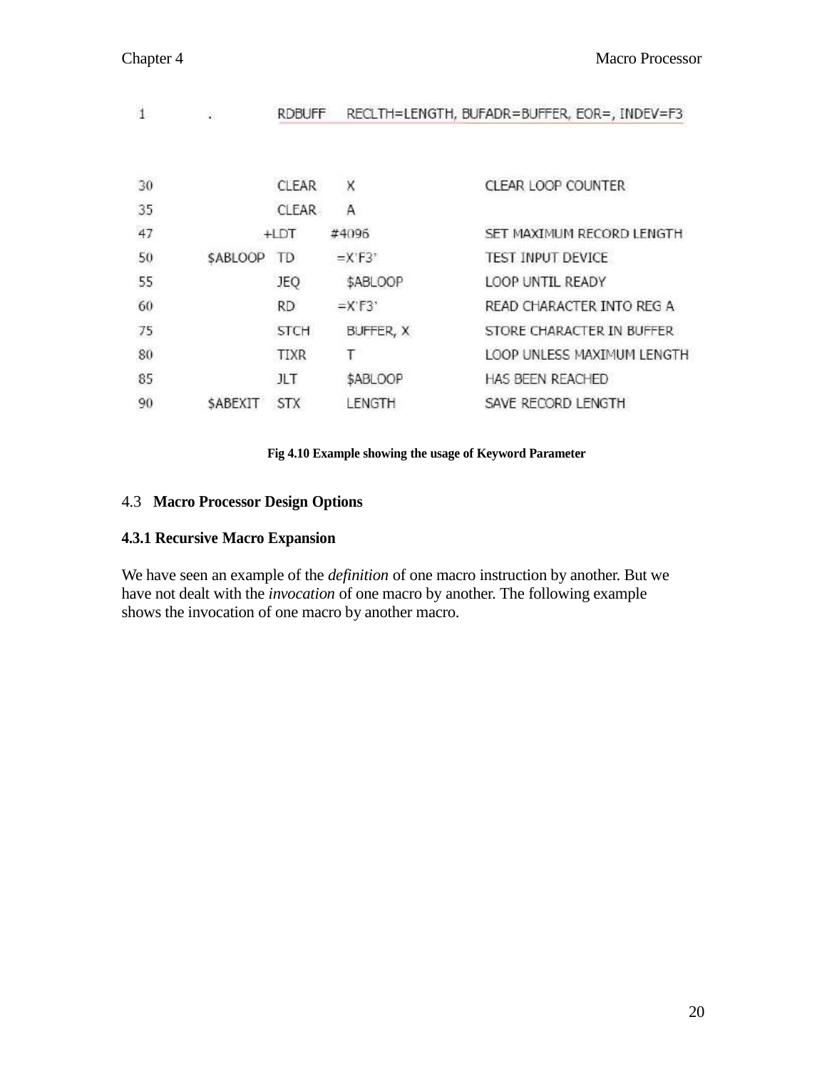```
1        .         RDBUFF    RECLTH=LENGTH, BUFADR=BUFFER, EOR=, INDEV=F3


30                 CLEAR     X                CLEAR LOOP COUNTER
35                 CLEAR     A
47                 +LDT      #4096            SET MAXIMUM RECORD LENGTH
50       $ABLOOP   TD        =X'F3'           TEST INPUT DEVICE
55                 JEQ       $ABLOOP          LOOP UNTIL READY
60                 RD        =X'F3'           READ CHARACTER INTO REG A
75                 STCH      BUFFER, X        STORE CHARACTER IN BUFFER
80                 TIXR      T                LOOP UNLESS MAXIMUM LENGTH
85                 JLT       $ABLOOP          HAS BEEN REACHED
90       $ABEXIT   STX       LENGTH           SAVE RECORD LENGTH
```

**Fig 4.10 Example showing the usage of Keyword Parameter**

## 4.3 Macro Processor Design Options

### 4.3.1 Recursive Macro Expansion

We have seen an example of the *definition* of one macro instruction by another. But we have not dealt with the *invocation* of one macro by another. The following example shows the invocation of one macro by another macro.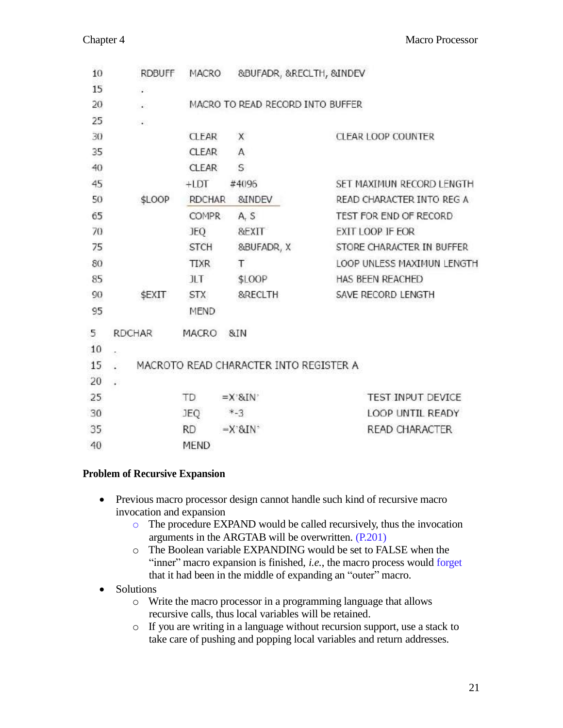```
10      RDBUFF   MACRO    &BUFADR, &RECLTH, &INDEV
15      .
20      .        MACRO TO READ RECORD INTO BUFFER
25      .
30               CLEAR    X                 CLEAR LOOP COUNTER
35               CLEAR    A
40               CLEAR    S
45               +LDT     #4096             SET MAXIMUN RECORD LENGTH
50      $LOOP    RDCHAR   &INDEV            READ CHARACTER INTO REG A
65               COMPR    A, S              TEST FOR END OF RECORD
70               JEQ      &EXIT             EXIT LOOP IF EOR
75               STCH     &BUFADR, X        STORE CHARACTER IN BUFFER
80               TIXR     T                 LOOP UNLESS MAXIMUN LENGTH
85               JLT      $LOOP             HAS BEEN REACHED
90      $EXIT    STX      &RECLTH           SAVE RECORD LENGTH
95               MEND
```

```
5    RDCHAR    MACRO   &IN
10   .
15   .    MACROTO READ CHARACTER INTO REGISTER A
20   .
25             TD      =X'&IN'          TEST INPUT DEVICE
30             JEQ     *-3              LOOP UNTIL READY
35             RD      =X'&IN'          READ CHARACTER
40             MEND
```

**Problem of Recursive Expansion**

- Previous macro processor design cannot handle such kind of recursive macro invocation and expansion
  - The procedure EXPAND would be called recursively, thus the invocation arguments in the ARGTAB will be overwritten. (P.201)
  - The Boolean variable EXPANDING would be set to FALSE when the "inner" macro expansion is finished, *i.e.*, the macro process would forget that it had been in the middle of expanding an "outer" macro.
- Solutions
  - Write the macro processor in a programming language that allows recursive calls, thus local variables will be retained.
  - If you are writing in a language without recursion support, use a stack to take care of pushing and popping local variables and return addresses.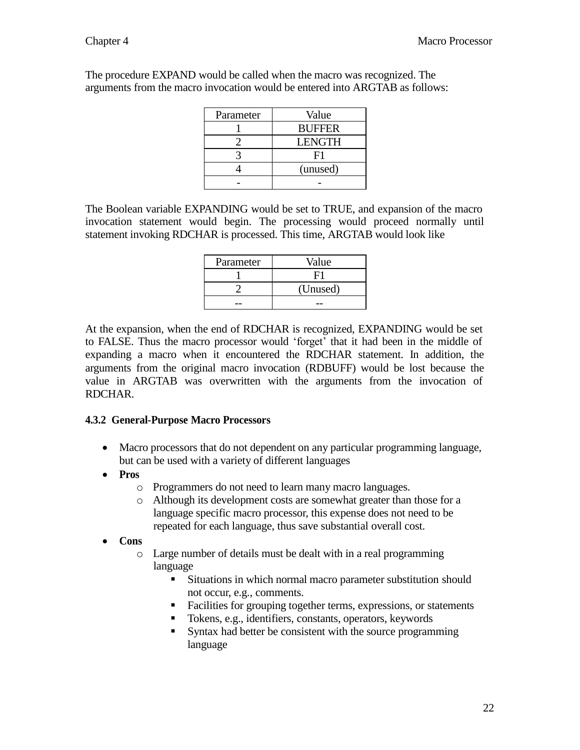The procedure EXPAND would be called when the macro was recognized. The arguments from the macro invocation would be entered into ARGTAB as follows:

| Parameter | Value |
|---|---|
| 1 | BUFFER |
| 2 | LENGTH |
| 3 | F1 |
| 4 | (unused) |
| - | - |

The Boolean variable EXPANDING would be set to TRUE, and expansion of the macro invocation statement would begin. The processing would proceed normally until statement invoking RDCHAR is processed. This time, ARGTAB would look like

| Parameter | Value |
|---|---|
| 1 | F1 |
| 2 | (Unused) |
| -- | -- |

At the expansion, when the end of RDCHAR is recognized, EXPANDING would be set to FALSE. Thus the macro processor would 'forget' that it had been in the middle of expanding a macro when it encountered the RDCHAR statement. In addition, the arguments from the original macro invocation (RDBUFF) would be lost because the value in ARGTAB was overwritten with the arguments from the invocation of RDCHAR.

### 4.3.2 General-Purpose Macro Processors

- Macro processors that do not dependent on any particular programming language, but can be used with a variety of different languages
- **Pros**
    - Programmers do not need to learn many macro languages.
    - Although its development costs are somewhat greater than those for a language specific macro processor, this expense does not need to be repeated for each language, thus save substantial overall cost.
- **Cons**
    - Large number of details must be dealt with in a real programming language
        - Situations in which normal macro parameter substitution should not occur, e.g., comments.
        - Facilities for grouping together terms, expressions, or statements
        - Tokens, e.g., identifiers, constants, operators, keywords
        - Syntax had better be consistent with the source programming language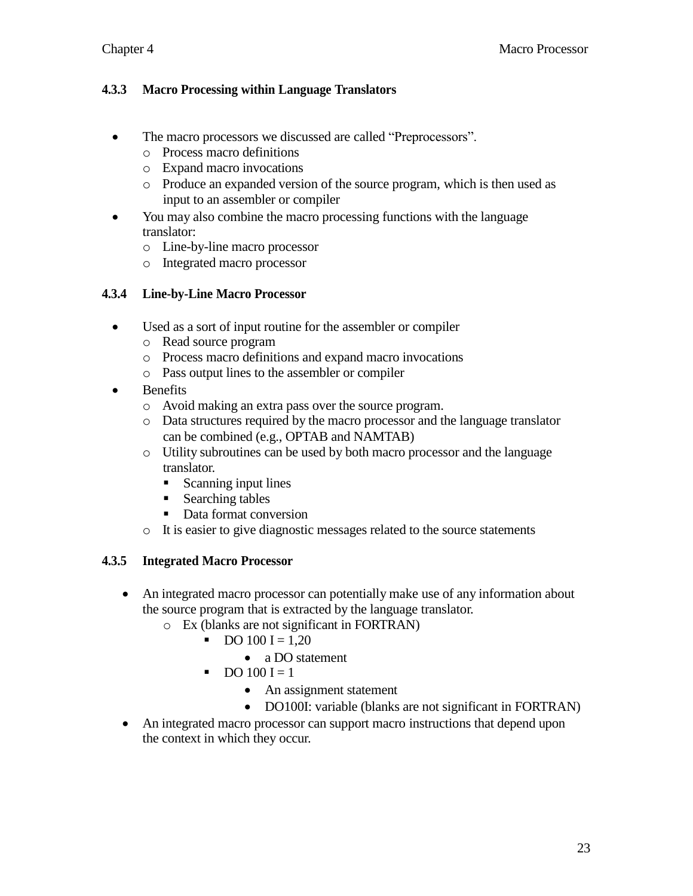### 4.3.3 Macro Processing within Language Translators

- The macro processors we discussed are called “Preprocessors”.
  - Process macro definitions
  - Expand macro invocations
  - Produce an expanded version of the source program, which is then used as input to an assembler or compiler
- You may also combine the macro processing functions with the language translator:
  - Line-by-line macro processor
  - Integrated macro processor

### 4.3.4 Line-by-Line Macro Processor

- Used as a sort of input routine for the assembler or compiler
  - Read source program
  - Process macro definitions and expand macro invocations
  - Pass output lines to the assembler or compiler
- Benefits
  - Avoid making an extra pass over the source program.
  - Data structures required by the macro processor and the language translator can be combined (e.g., OPTAB and NAMTAB)
  - Utility subroutines can be used by both macro processor and the language translator.
    - Scanning input lines
    - Searching tables
    - Data format conversion
  - It is easier to give diagnostic messages related to the source statements

### 4.3.5 Integrated Macro Processor

- An integrated macro processor can potentially make use of any information about the source program that is extracted by the language translator.
  - Ex (blanks are not significant in FORTRAN)
    - DO 100 I = 1,20
      - a DO statement
    - DO 100 I = 1
      - An assignment statement
      - DO100I: variable (blanks are not significant in FORTRAN)
- An integrated macro processor can support macro instructions that depend upon the context in which they occur.